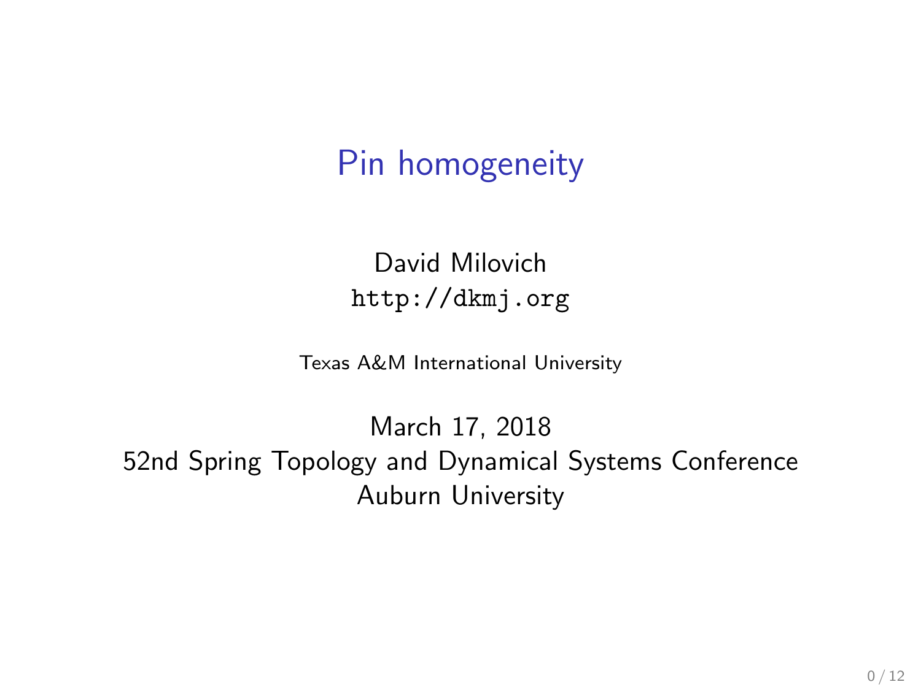# Pin homogeneity

David Milovich
http://dkmj.org

Texas A&M International University

March 17, 2018
52nd Spring Topology and Dynamical Systems Conference
Auburn University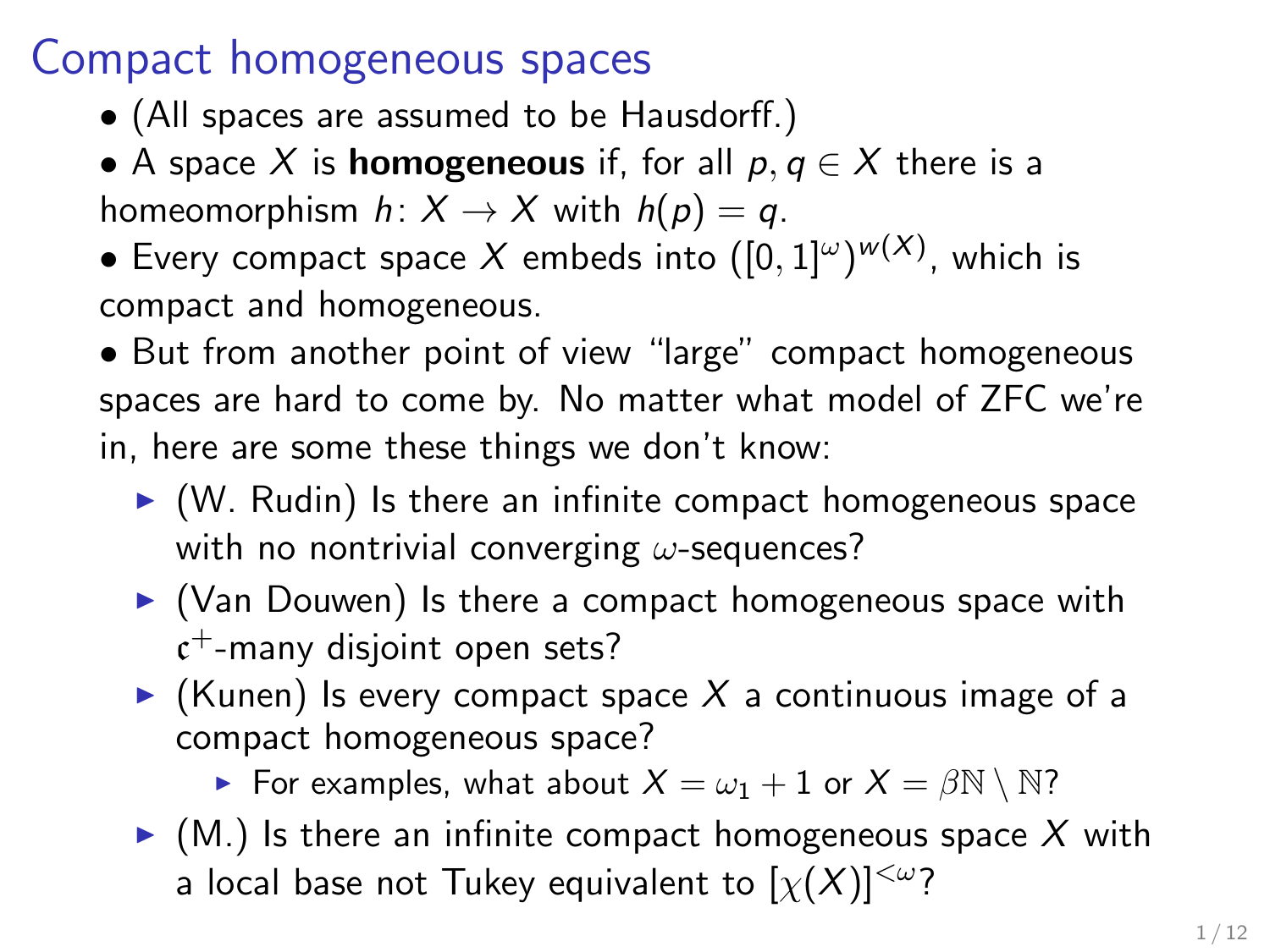# Compact homogeneous spaces

- (All spaces are assumed to be Hausdorff.)
- A space $X$ is **homogeneous** if, for all $p, q \in X$ there is a homeomorphism $h\colon X \to X$ with $h(p) = q$.
- Every compact space $X$ embeds into $([0,1]^\omega)^{w(X)}$, which is compact and homogeneous.
- But from another point of view "large" compact homogeneous spaces are hard to come by. No matter what model of ZFC we're in, here are some these things we don't know:
  - (W. Rudin) Is there an infinite compact homogeneous space with no nontrivial converging $\omega$-sequences?
  - (Van Douwen) Is there a compact homogeneous space with $\mathfrak{c}^+$-many disjoint open sets?
  - (Kunen) Is every compact space $X$ a continuous image of a compact homogeneous space?
    - For examples, what about $X = \omega_1 + 1$ or $X = \beta\mathbb{N} \setminus \mathbb{N}$?
  - (M.) Is there an infinite compact homogeneous space $X$ with a local base not Tukey equivalent to $[\chi(X)]^{<\omega}$?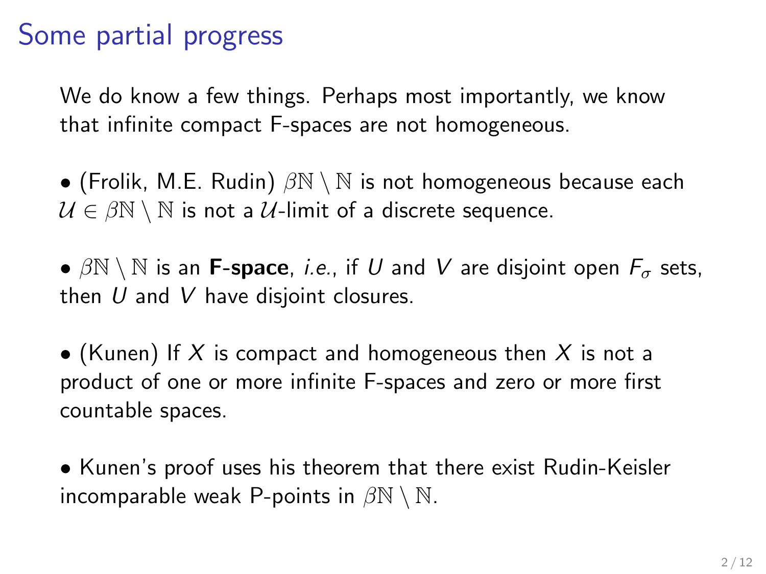# Some partial progress

We do know a few things. Perhaps most importantly, we know that infinite compact F-spaces are not homogeneous.

• (Frolik, M.E. Rudin) $\beta\mathbb{N} \setminus \mathbb{N}$ is not homogeneous because each $\mathcal{U} \in \beta\mathbb{N} \setminus \mathbb{N}$ is not a $\mathcal{U}$-limit of a discrete sequence.

• $\beta\mathbb{N} \setminus \mathbb{N}$ is an **F-space**, *i.e.*, if $U$ and $V$ are disjoint open $F_\sigma$ sets, then $U$ and $V$ have disjoint closures.

• (Kunen) If $X$ is compact and homogeneous then $X$ is not a product of one or more infinite F-spaces and zero or more first countable spaces.

• Kunen's proof uses his theorem that there exist Rudin-Keisler incomparable weak P-points in $\beta\mathbb{N} \setminus \mathbb{N}$.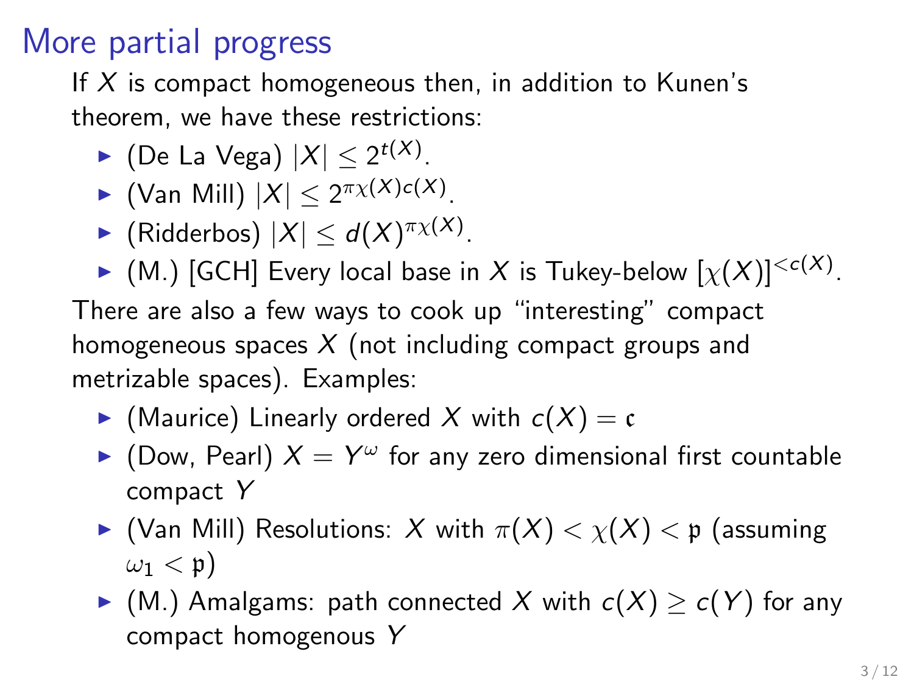# More partial progress

If $X$ is compact homogeneous then, in addition to Kunen's theorem, we have these restrictions:

- (De La Vega) $|X| \leq 2^{t(X)}$.
- (Van Mill) $|X| \leq 2^{\pi\chi(X)c(X)}$.
- (Ridderbos) $|X| \leq d(X)^{\pi\chi(X)}$.
- (M.) [GCH] Every local base in $X$ is Tukey-below $[\chi(X)]^{<c(X)}$.

There are also a few ways to cook up "interesting" compact homogeneous spaces $X$ (not including compact groups and metrizable spaces). Examples:

- (Maurice) Linearly ordered $X$ with $c(X) = \mathfrak{c}$
- (Dow, Pearl) $X = Y^\omega$ for any zero dimensional first countable compact $Y$
- (Van Mill) Resolutions: $X$ with $\pi(X) < \chi(X) < \mathfrak{p}$ (assuming $\omega_1 < \mathfrak{p}$)
- (M.) Amalgams: path connected $X$ with $c(X) \geq c(Y)$ for any compact homogenous $Y$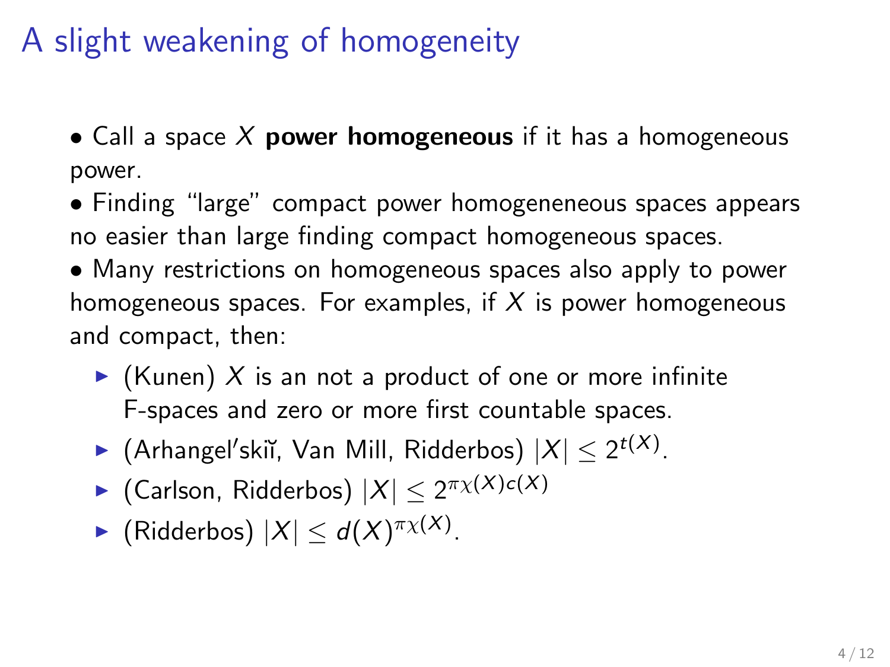# A slight weakening of homogeneity

- Call a space $X$ **power homogeneous** if it has a homogeneous power.
- Finding "large" compact power homogeneneous spaces appears no easier than large finding compact homogeneous spaces.
- Many restrictions on homogeneous spaces also apply to power homogeneous spaces. For examples, if $X$ is power homogeneous and compact, then:
  - (Kunen) $X$ is an not a product of one or more infinite F-spaces and zero or more first countable spaces.
  - (Arhangel′skiĭ, Van Mill, Ridderbos) $|X| \leq 2^{t(X)}$.
  - (Carlson, Ridderbos) $|X| \leq 2^{\pi\chi(X)c(X)}$
  - (Ridderbos) $|X| \leq d(X)^{\pi\chi(X)}$.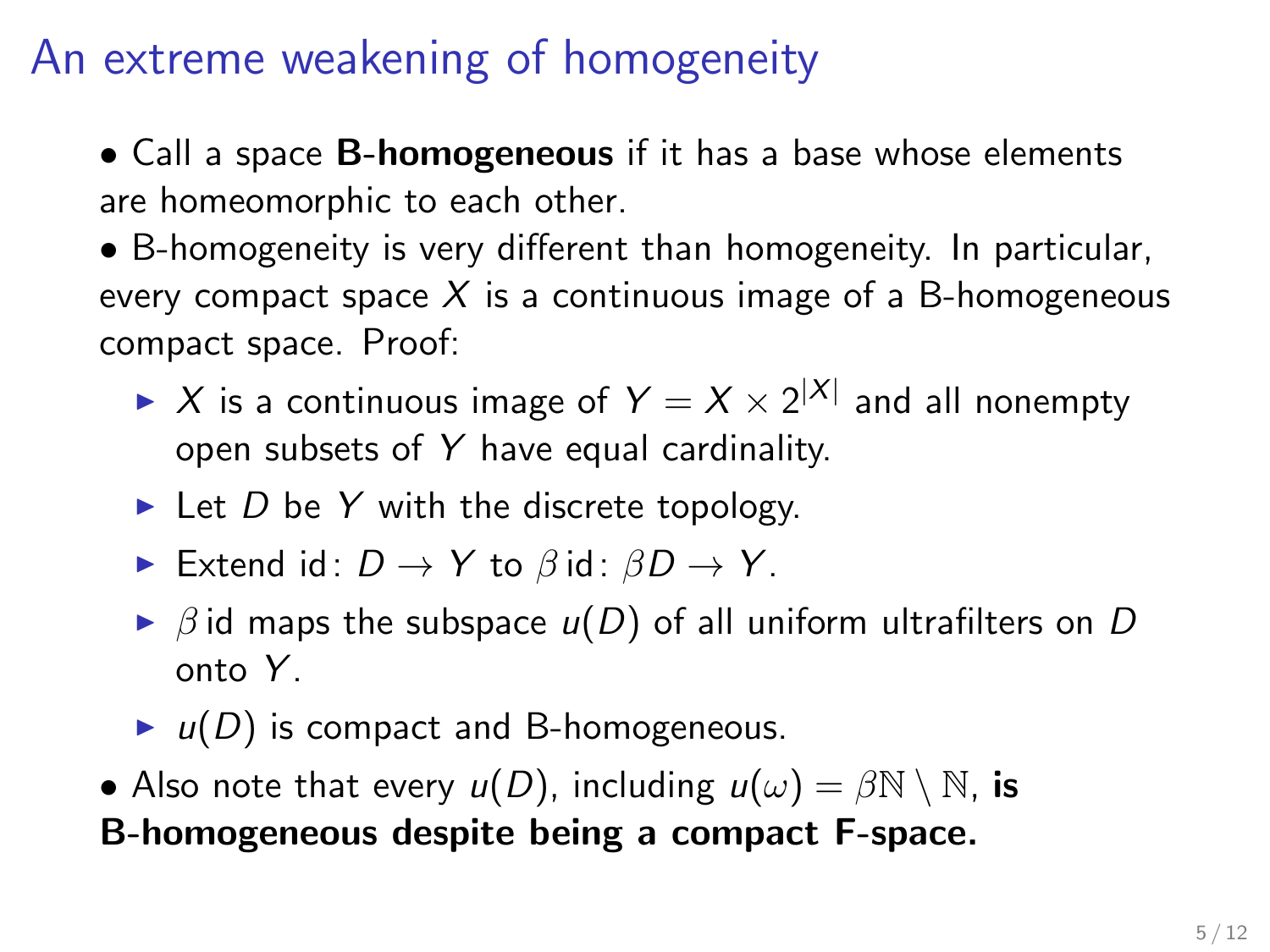# An extreme weakening of homogeneity

- Call a space **B-homogeneous** if it has a base whose elements are homeomorphic to each other.
- B-homogeneity is very different than homogeneity. In particular, every compact space $X$ is a continuous image of a B-homogeneous compact space. Proof:
  - $X$ is a continuous image of $Y = X \times 2^{|X|}$ and all nonempty open subsets of $Y$ have equal cardinality.
  - Let $D$ be $Y$ with the discrete topology.
  - Extend $\mathrm{id}\colon D \to Y$ to $\beta\,\mathrm{id}\colon \beta D \to Y$.
  - $\beta\,\mathrm{id}$ maps the subspace $u(D)$ of all uniform ultrafilters on $D$ onto $Y$.
  - $u(D)$ is compact and B-homogeneous.
- Also note that every $u(D)$, including $u(\omega) = \beta\mathbb{N} \setminus \mathbb{N}$, **is B-homogeneous despite being a compact F-space.**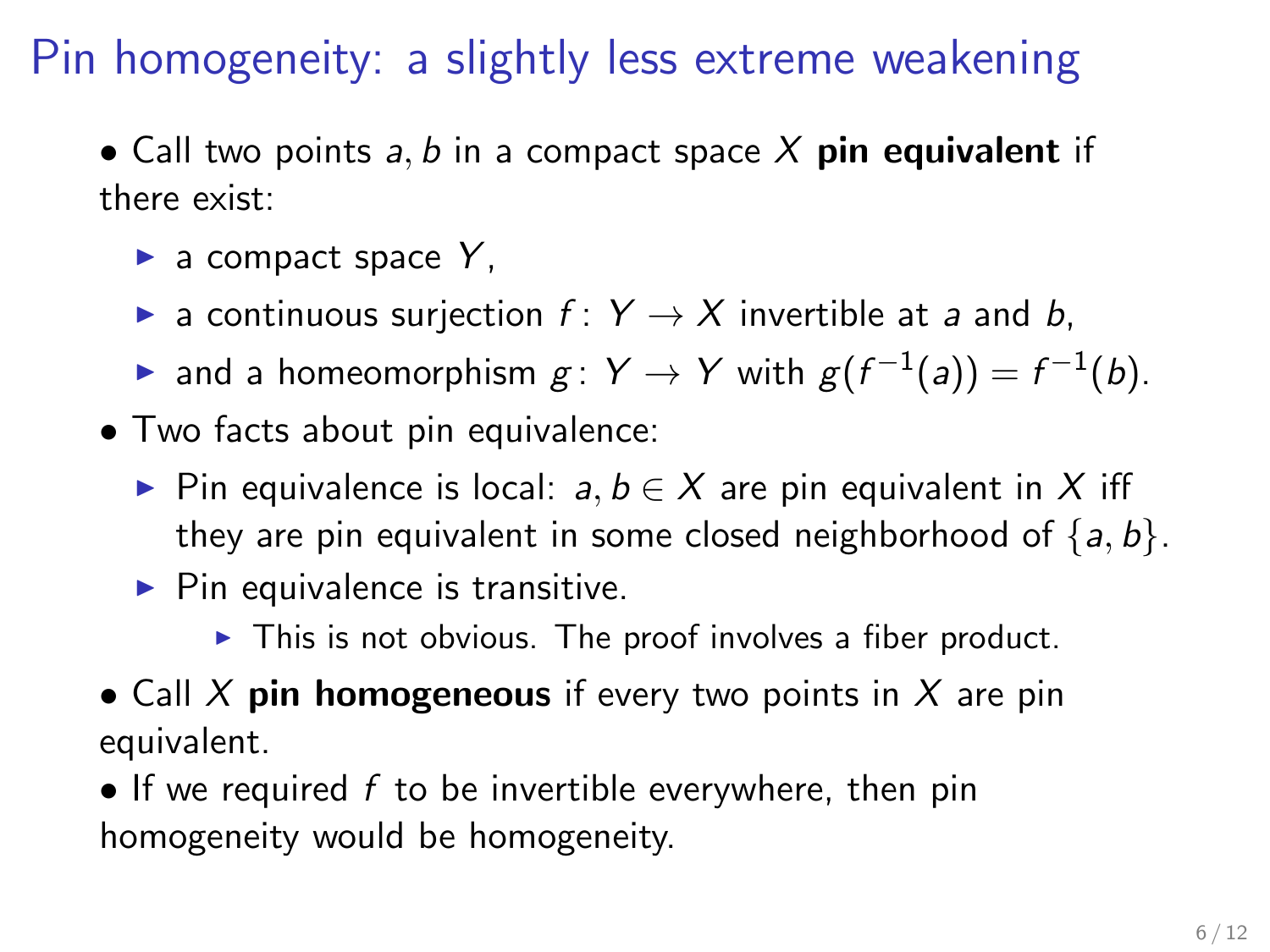# Pin homogeneity: a slightly less extreme weakening

- Call two points $a, b$ in a compact space $X$ **pin equivalent** if there exist:
  - a compact space $Y$,
  - a continuous surjection $f \colon Y \to X$ invertible at $a$ and $b$,
  - and a homeomorphism $g \colon Y \to Y$ with $g(f^{-1}(a)) = f^{-1}(b)$.
- Two facts about pin equivalence:
  - Pin equivalence is local: $a, b \in X$ are pin equivalent in $X$ iff they are pin equivalent in some closed neighborhood of $\{a, b\}$.
  - Pin equivalence is transitive.
    - This is not obvious. The proof involves a fiber product.
- Call $X$ **pin homogeneous** if every two points in $X$ are pin equivalent.
- If we required $f$ to be invertible everywhere, then pin homogeneity would be homogeneity.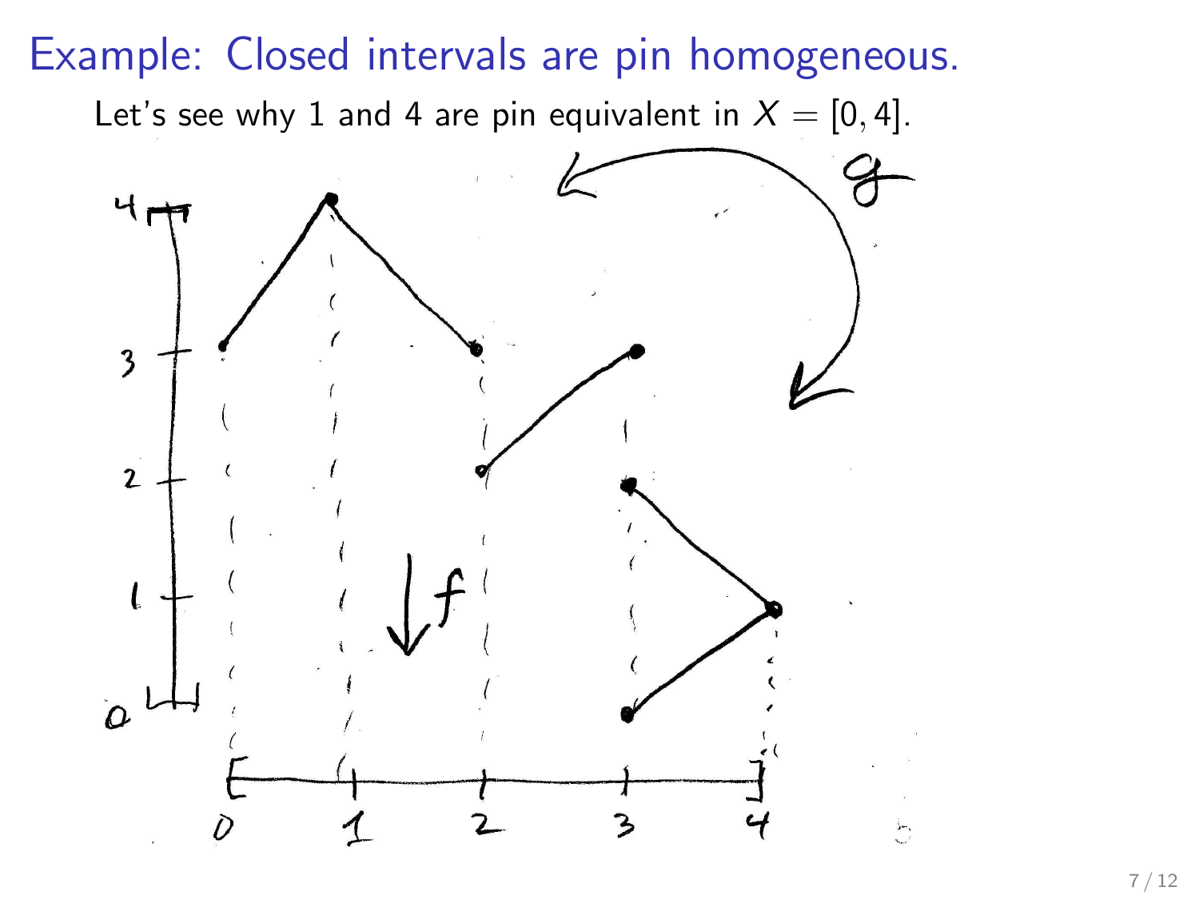# Example: Closed intervals are pin homogeneous.

Let's see why 1 and 4 are pin equivalent in $X = [0, 4]$.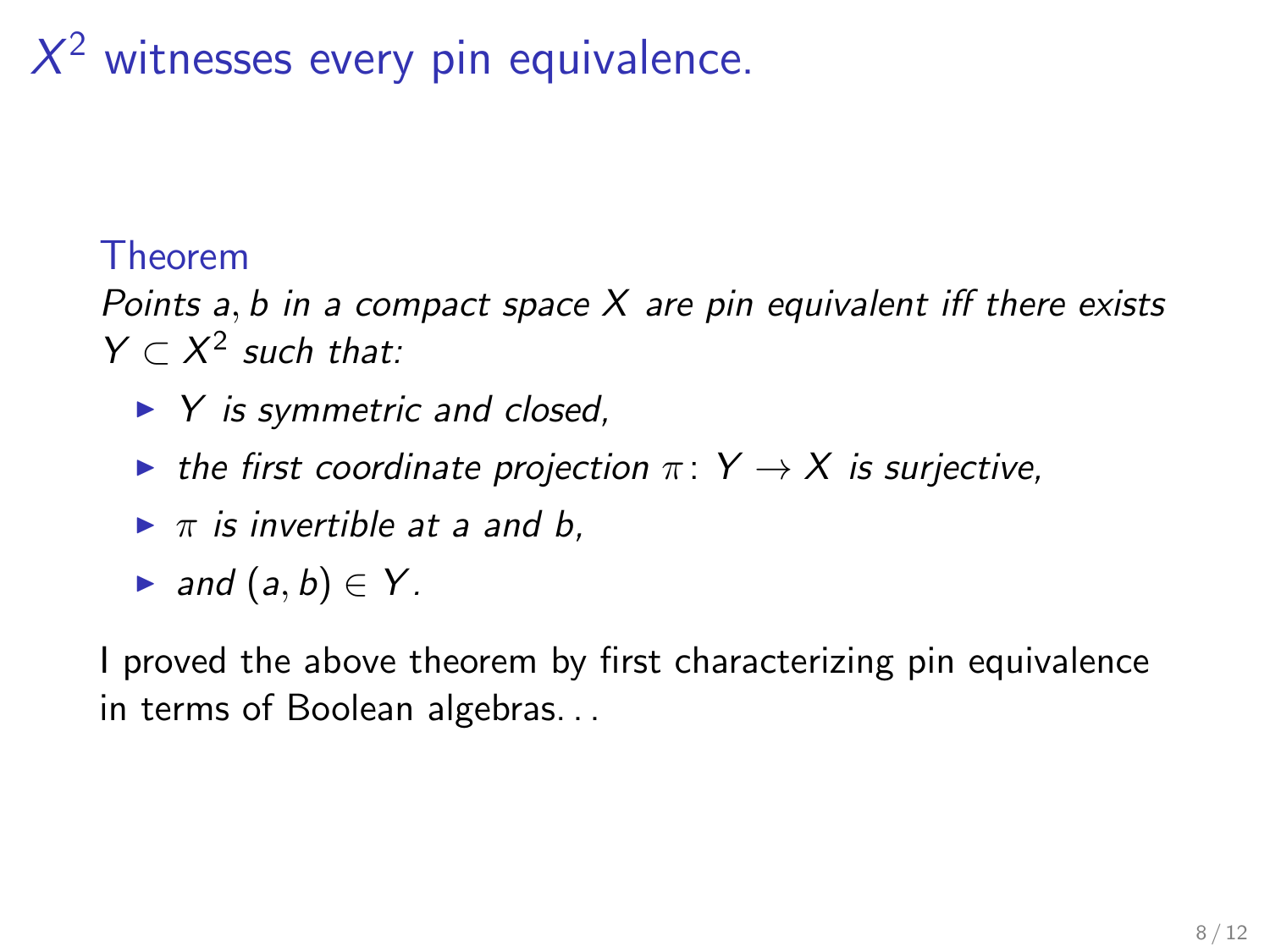# $X^2$ witnesses every pin equivalence.

**Theorem**

*Points $a, b$ in a compact space $X$ are pin equivalent iff there exists $Y \subset X^2$ such that:*

- *$Y$ is symmetric and closed,*
- *the first coordinate projection $\pi\colon Y \to X$ is surjective,*
- *$\pi$ is invertible at $a$ and $b$,*
- *and $(a, b) \in Y$.*

I proved the above theorem by first characterizing pin equivalence in terms of Boolean algebras...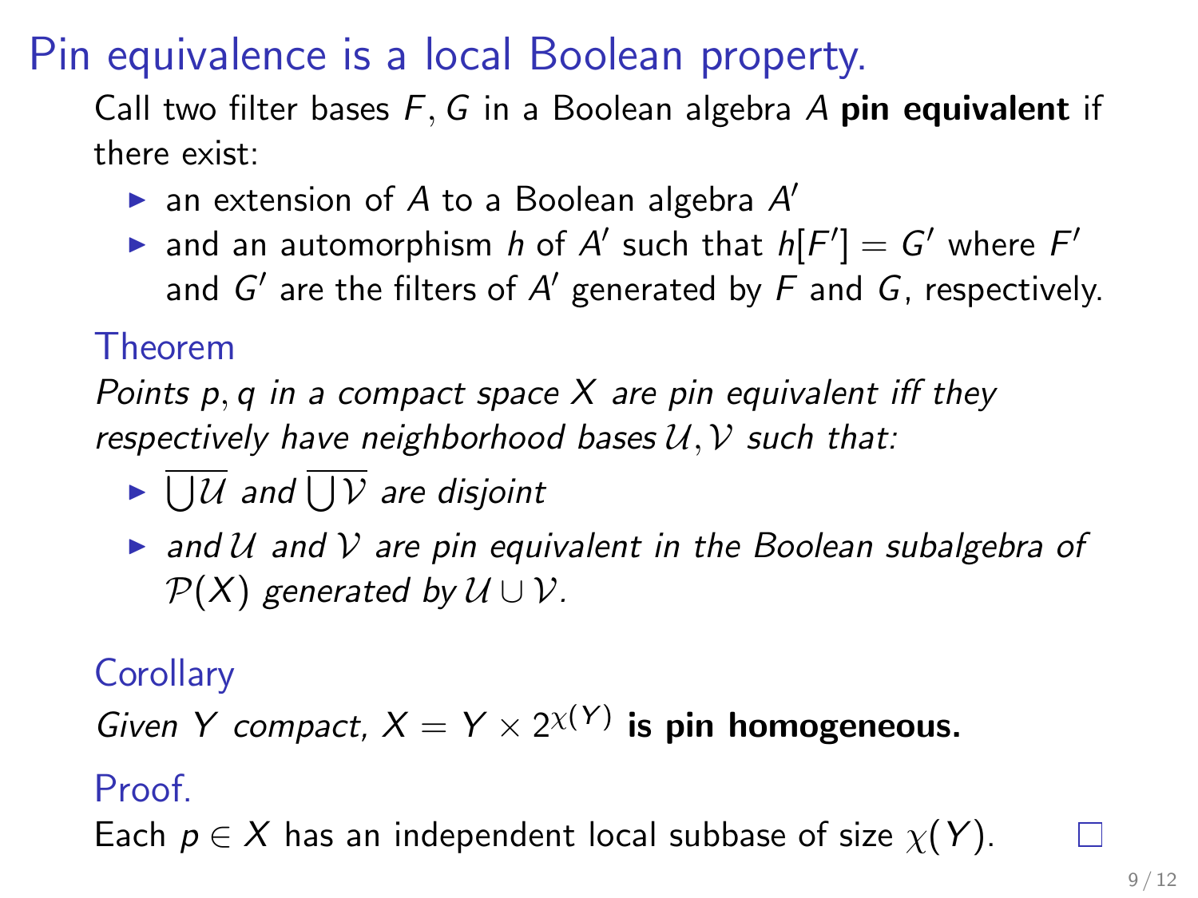# Pin equivalence is a local Boolean property.

Call two filter bases $F, G$ in a Boolean algebra $A$ **pin equivalent** if there exist:

- an extension of $A$ to a Boolean algebra $A'$
- and an automorphism $h$ of $A'$ such that $h[F'] = G'$ where $F'$ and $G'$ are the filters of $A'$ generated by $F$ and $G$, respectively.

### Theorem

*Points $p, q$ in a compact space $X$ are pin equivalent iff they respectively have neighborhood bases $\mathcal{U}, \mathcal{V}$ such that:*

- *$\overline{\bigcup \mathcal{U}}$ and $\overline{\bigcup \mathcal{V}}$ are disjoint*
- *and $\mathcal{U}$ and $\mathcal{V}$ are pin equivalent in the Boolean subalgebra of $\mathcal{P}(X)$ generated by $\mathcal{U} \cup \mathcal{V}$.*

### Corollary

*Given $Y$ compact, $X = Y \times 2^{\chi(Y)}$* **is pin homogeneous.**

### Proof.

Each $p \in X$ has an independent local subbase of size $\chi(Y)$. □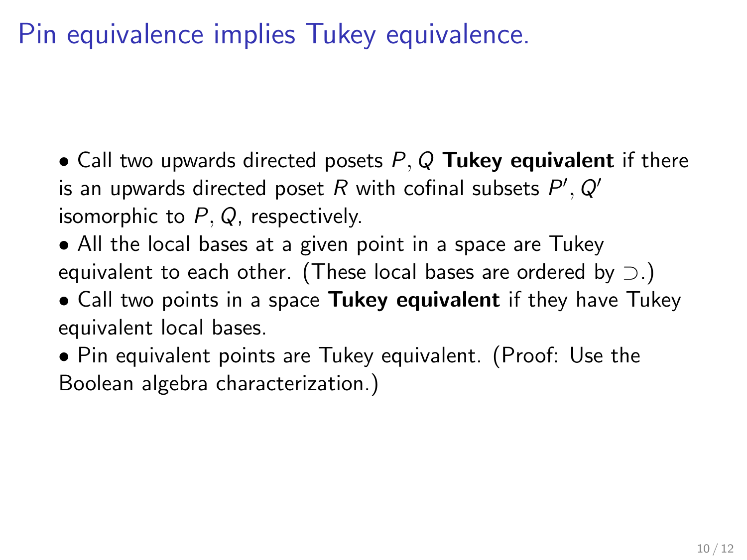# Pin equivalence implies Tukey equivalence.

- Call two upwards directed posets $P, Q$ **Tukey equivalent** if there is an upwards directed poset $R$ with cofinal subsets $P', Q'$ isomorphic to $P, Q$, respectively.
- All the local bases at a given point in a space are Tukey equivalent to each other. (These local bases are ordered by $\supset$.)
- Call two points in a space **Tukey equivalent** if they have Tukey equivalent local bases.
- Pin equivalent points are Tukey equivalent. (Proof: Use the Boolean algebra characterization.)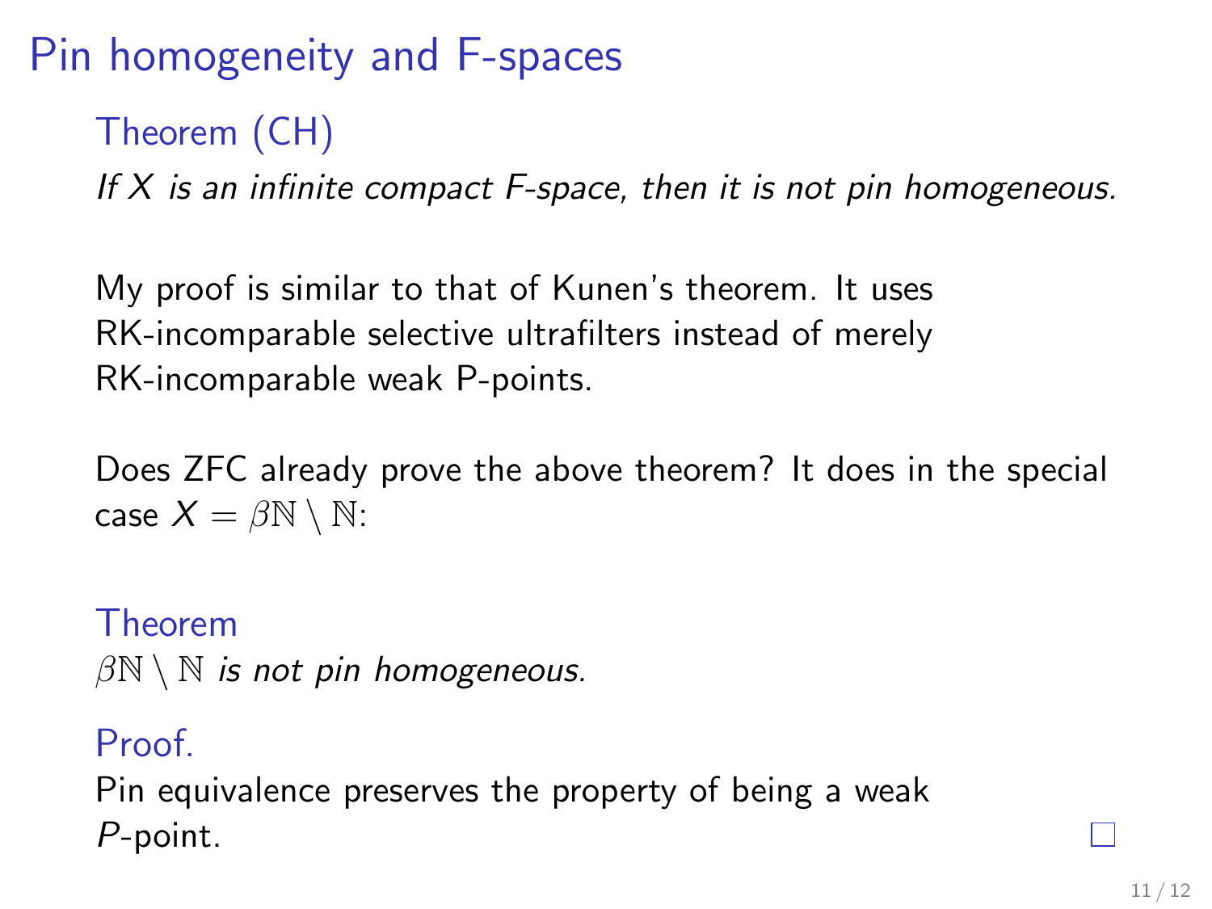# Pin homogeneity and F-spaces

**Theorem (CH)**

*If $X$ is an infinite compact F-space, then it is not pin homogeneous.*

My proof is similar to that of Kunen's theorem. It uses RK-incomparable selective ultrafilters instead of merely RK-incomparable weak P-points.

Does ZFC already prove the above theorem? It does in the special case $X = \beta\mathbb{N} \setminus \mathbb{N}$:

**Theorem**

$\beta\mathbb{N} \setminus \mathbb{N}$ *is not pin homogeneous.*

**Proof.**

Pin equivalence preserves the property of being a weak $P$-point. □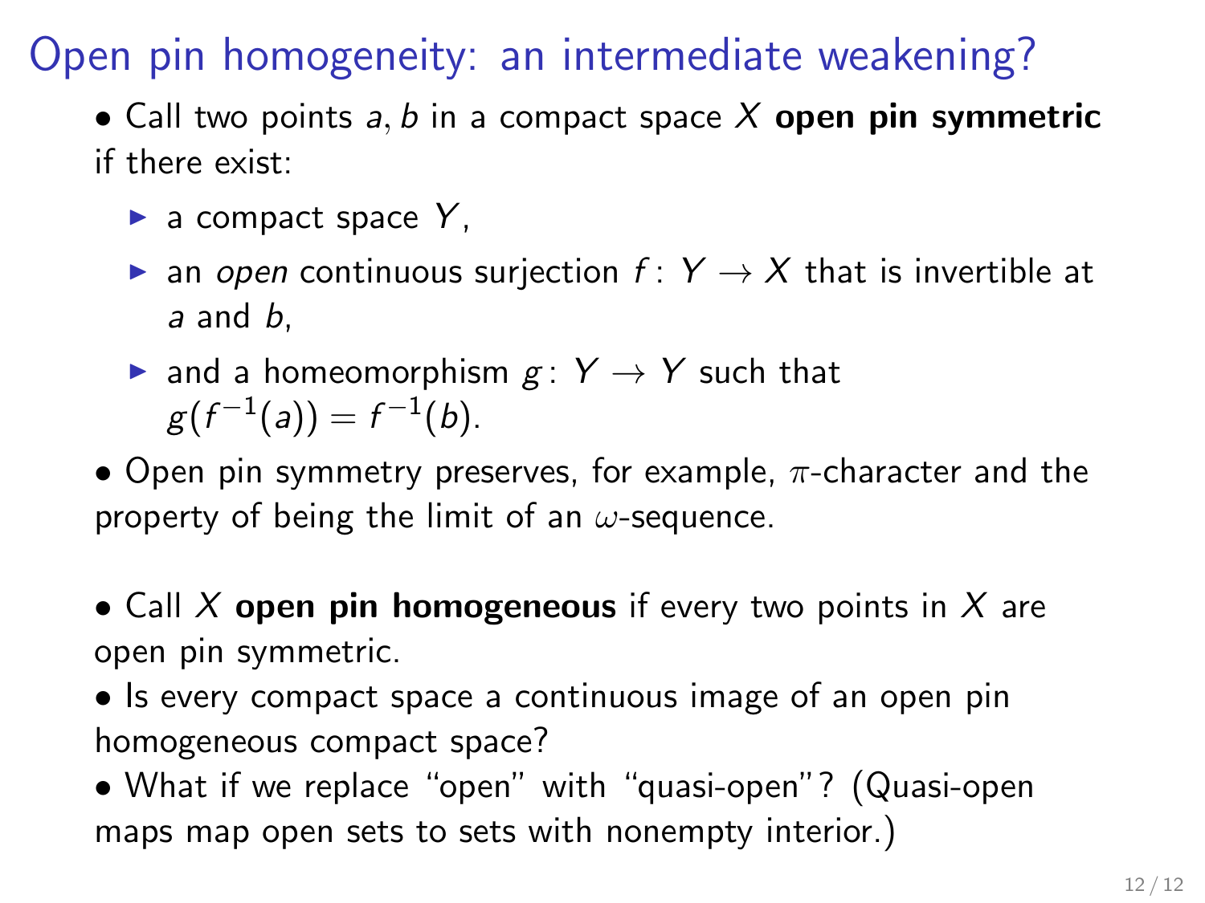# Open pin homogeneity: an intermediate weakening?

- Call two points $a, b$ in a compact space $X$ **open pin symmetric** if there exist:
  - a compact space $Y$,
  - an *open* continuous surjection $f\colon Y \to X$ that is invertible at $a$ and $b$,
  - and a homeomorphism $g\colon Y \to Y$ such that $g(f^{-1}(a)) = f^{-1}(b)$.
- Open pin symmetry preserves, for example, $\pi$-character and the property of being the limit of an $\omega$-sequence.

- Call $X$ **open pin homogeneous** if every two points in $X$ are open pin symmetric.
- Is every compact space a continuous image of an open pin homogeneous compact space?
- What if we replace "open" with "quasi-open"? (Quasi-open maps map open sets to sets with nonempty interior.)